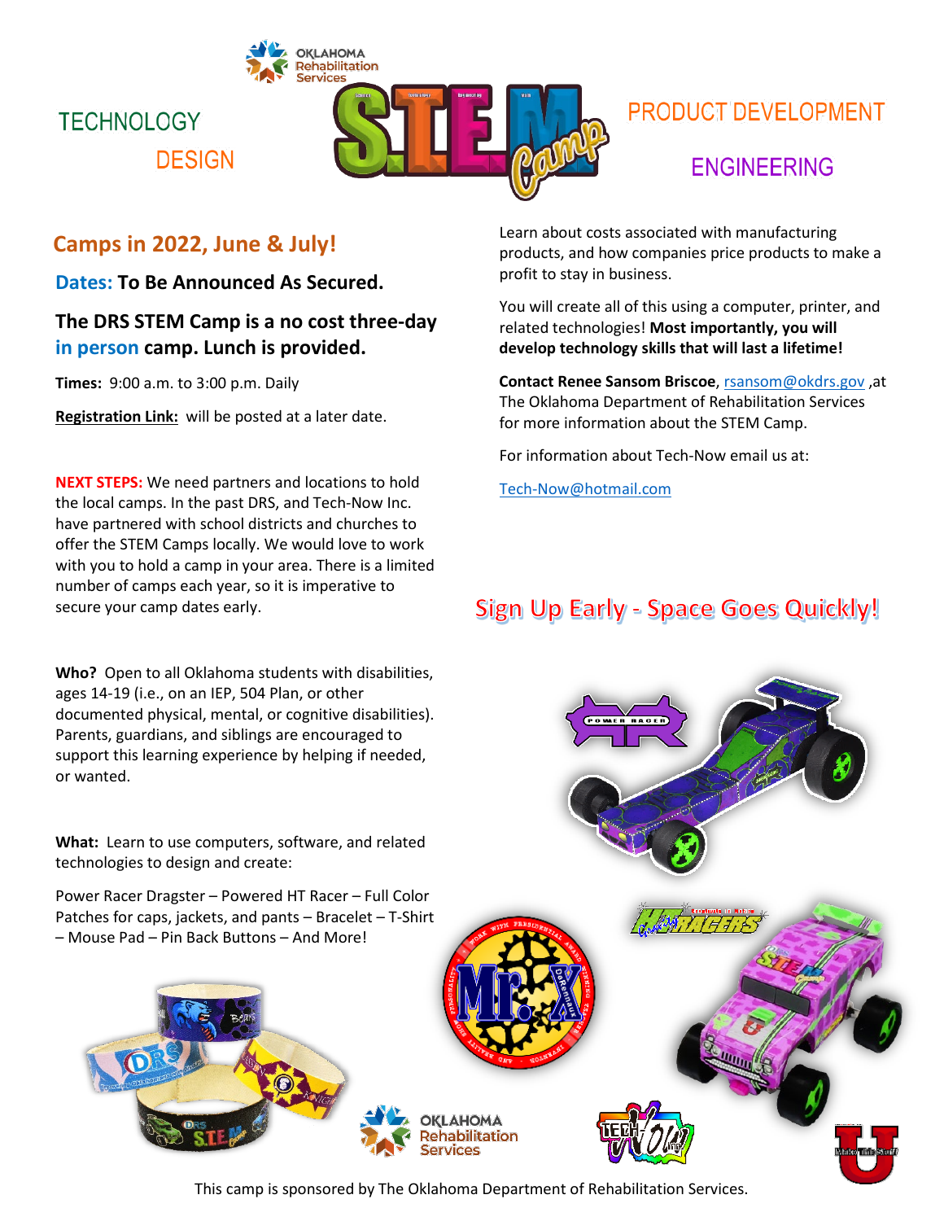# S.T.E.M. Camp

TECHNOLOGY

DESIGN

PRODUCT DEVELOPMENT

ENGINEERING

## Camps in 2022, June & July!

**Dates: To Be Announced As Secured.**

**The DRS STEM Camp is a no cost three-day in person camp. Lunch is provided.**

**Times:** 9:00 a.m. to 3:00 p.m. Daily

**Registration Link:** will be posted at a later date.

**NEXT STEPS:** We need partners and locations to hold the local camps. In the past DRS, and Tech-Now Inc. have partnered with school districts and churches to offer the STEM Camps locally. We would love to work with you to hold a camp in your area. There is a limited number of camps each year, so it is imperative to secure your camp dates early.

**Who?** Open to all Oklahoma students with disabilities, ages 14-19 (i.e., on an IEP, 504 Plan, or other documented physical, mental, or cognitive disabilities). Parents, guardians, and siblings are encouraged to support this learning experience by helping if needed, or wanted.

**What:** Learn to use computers, software, and related technologies to design and create:

Power Racer Dragster – Powered HT Racer – Full Color Patches for caps, jackets, and pants – Bracelet – T-Shirt – Mouse Pad – Pin Back Buttons – And More!

Learn about costs associated with manufacturing products, and how companies price products to make a profit to stay in business.

You will create all of this using a computer, printer, and related technologies! **Most importantly, you will develop technology skills that will last a lifetime!**

**Contact Renee Sansom Briscoe**, rsansom@okdrs.gov ,at The Oklahoma Department of Rehabilitation Services for more information about the STEM Camp.

For information about Tech-Now email us at:

Tech-Now@hotmail.com

## Sign Up Early - Space Goes Quickly!

This camp is sponsored by The Oklahoma Department of Rehabilitation Services.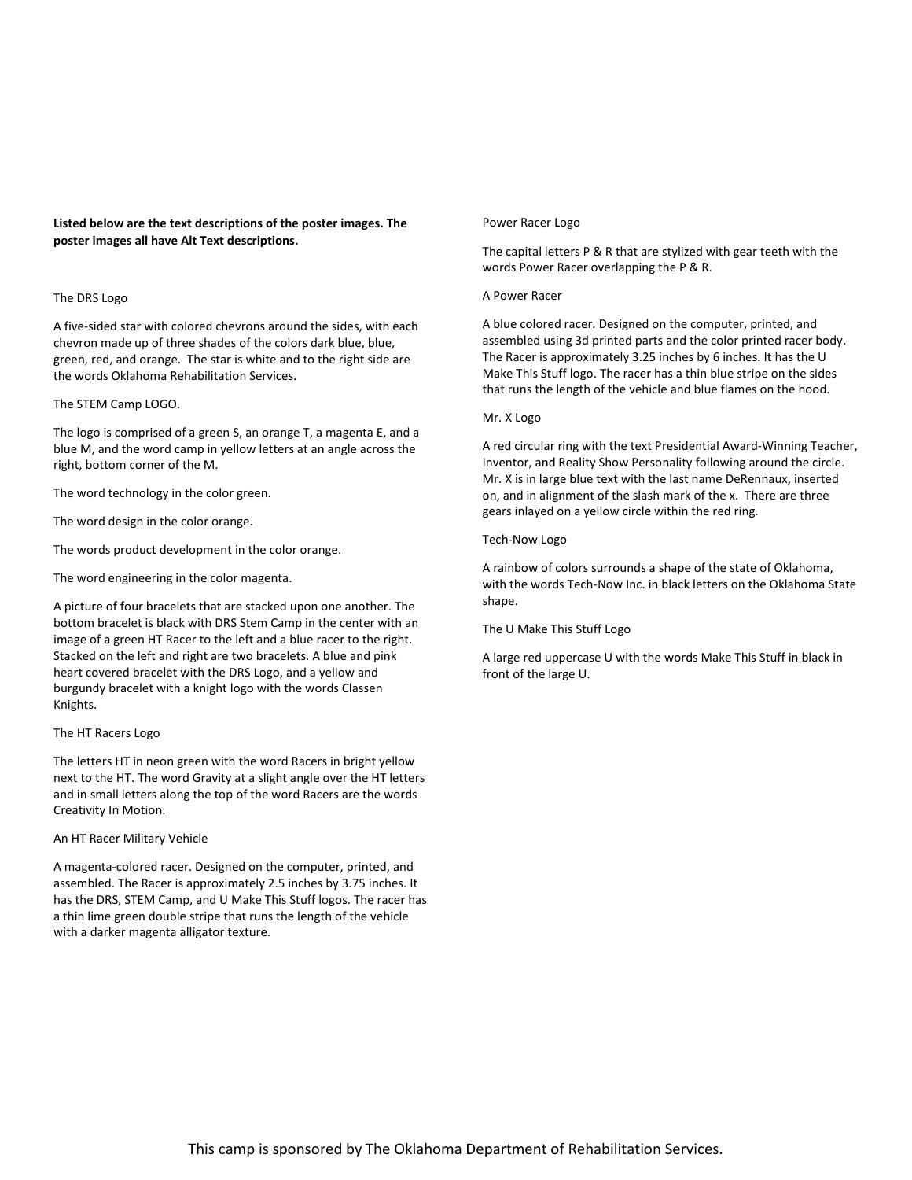**Listed below are the text descriptions of the poster images. The poster images all have Alt Text descriptions.**

The DRS Logo

A five-sided star with colored chevrons around the sides, with each chevron made up of three shades of the colors dark blue, blue, green, red, and orange. The star is white and to the right side are the words Oklahoma Rehabilitation Services.

The STEM Camp LOGO.

The logo is comprised of a green S, an orange T, a magenta E, and a blue M, and the word camp in yellow letters at an angle across the right, bottom corner of the M.

The word technology in the color green.

The word design in the color orange.

The words product development in the color orange.

The word engineering in the color magenta.

A picture of four bracelets that are stacked upon one another. The bottom bracelet is black with DRS Stem Camp in the center with an image of a green HT Racer to the left and a blue racer to the right. Stacked on the left and right are two bracelets. A blue and pink heart covered bracelet with the DRS Logo, and a yellow and burgundy bracelet with a knight logo with the words Classen Knights.

The HT Racers Logo

The letters HT in neon green with the word Racers in bright yellow next to the HT. The word Gravity at a slight angle over the HT letters and in small letters along the top of the word Racers are the words Creativity In Motion.

An HT Racer Military Vehicle

A magenta-colored racer. Designed on the computer, printed, and assembled. The Racer is approximately 2.5 inches by 3.75 inches. It has the DRS, STEM Camp, and U Make This Stuff logos. The racer has a thin lime green double stripe that runs the length of the vehicle with a darker magenta alligator texture.

Power Racer Logo

The capital letters P & R that are stylized with gear teeth with the words Power Racer overlapping the P & R.

A Power Racer

A blue colored racer. Designed on the computer, printed, and assembled using 3d printed parts and the color printed racer body. The Racer is approximately 3.25 inches by 6 inches. It has the U Make This Stuff logo. The racer has a thin blue stripe on the sides that runs the length of the vehicle and blue flames on the hood.

Mr. X Logo

A red circular ring with the text Presidential Award-Winning Teacher, Inventor, and Reality Show Personality following around the circle. Mr. X is in large blue text with the last name DeRennaux, inserted on, and in alignment of the slash mark of the x. There are three gears inlayed on a yellow circle within the red ring.

Tech-Now Logo

A rainbow of colors surrounds a shape of the state of Oklahoma, with the words Tech-Now Inc. in black letters on the Oklahoma State shape.

The U Make This Stuff Logo

A large red uppercase U with the words Make This Stuff in black in front of the large U.

This camp is sponsored by The Oklahoma Department of Rehabilitation Services.